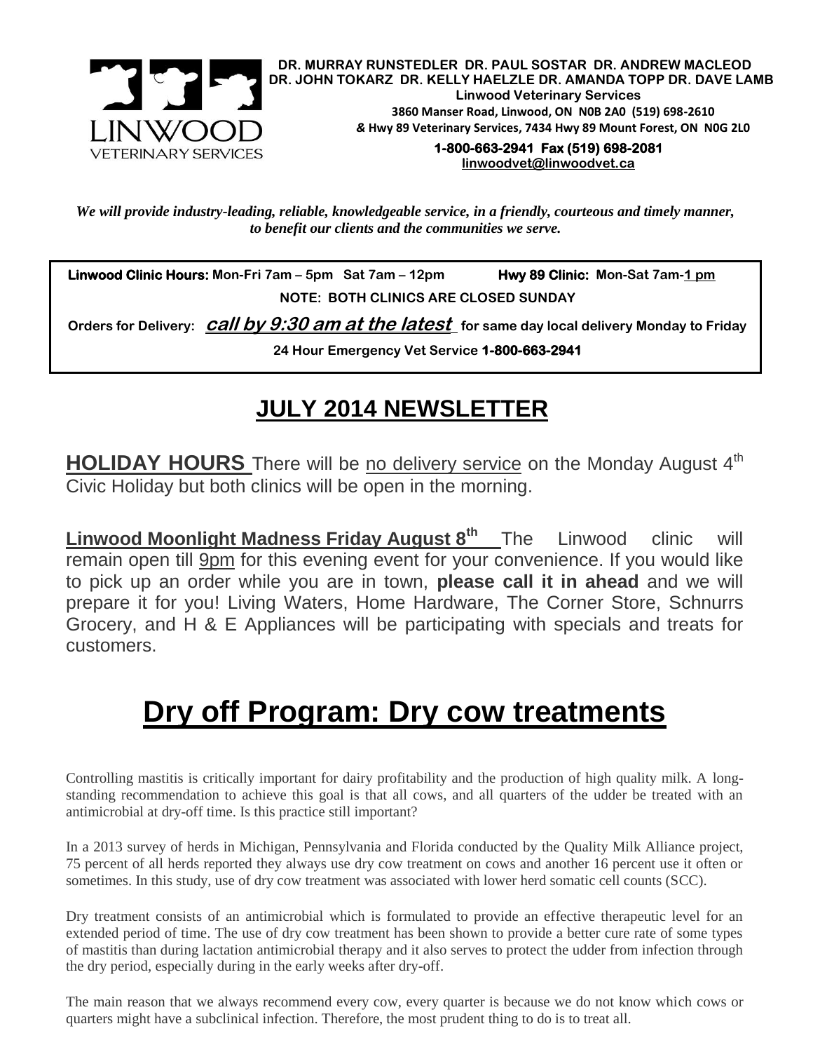**DR. MURRAY RUNSTEDLER DR. PAUL SOSTAR DR. ANDREW MACLEOD**
**DR. JOHN TOKARZ DR. KELLY HAELZLE DR. AMANDA TOPP DR. DAVE LAMB**
**Linwood Veterinary Services**
**3860 Manser Road, Linwood, ON N0B 2A0 (519) 698-2610**
***&* Hwy 89 Veterinary Services, 7434 Hwy 89 Mount Forest, ON N0G 2L0**
**1-800-663-2941 Fax (519) 698-2081**
**linwoodvet@linwoodvet.ca**

LINWOOD VETERINARY SERVICES

***We will provide industry-leading, reliable, knowledgeable service, in a friendly, courteous and timely manner, to benefit our clients and the communities we serve.***

**Linwood Clinic Hours:** **Mon-Fri 7am – 5pm Sat 7am – 12pm** **Hwy 89 Clinic:** **Mon-Sat 7am-1 pm**

**NOTE: BOTH CLINICS ARE CLOSED SUNDAY**

**Orders for Delivery:** ***call by 9:30 am at the latest*** **for same day local delivery Monday to Friday**

**24 Hour Emergency Vet Service 1-800-663-2941**

# JULY 2014 NEWSLETTER

**HOLIDAY HOURS** There will be no delivery service on the Monday August 4th Civic Holiday but both clinics will be open in the morning.

**Linwood Moonlight Madness Friday August 8th** The Linwood clinic will remain open till 9pm for this evening event for your convenience. If you would like to pick up an order while you are in town, **please call it in ahead** and we will prepare it for you! Living Waters, Home Hardware, The Corner Store, Schnurrs Grocery, and H & E Appliances will be participating with specials and treats for customers.

# Dry off Program: Dry cow treatments

Controlling mastitis is critically important for dairy profitability and the production of high quality milk. A long-standing recommendation to achieve this goal is that all cows, and all quarters of the udder be treated with an antimicrobial at dry-off time. Is this practice still important?

In a 2013 survey of herds in Michigan, Pennsylvania and Florida conducted by the Quality Milk Alliance project, 75 percent of all herds reported they always use dry cow treatment on cows and another 16 percent use it often or sometimes. In this study, use of dry cow treatment was associated with lower herd somatic cell counts (SCC).

Dry treatment consists of an antimicrobial which is formulated to provide an effective therapeutic level for an extended period of time. The use of dry cow treatment has been shown to provide a better cure rate of some types of mastitis than during lactation antimicrobial therapy and it also serves to protect the udder from infection through the dry period, especially during in the early weeks after dry-off.

The main reason that we always recommend every cow, every quarter is because we do not know which cows or quarters might have a subclinical infection. Therefore, the most prudent thing to do is to treat all.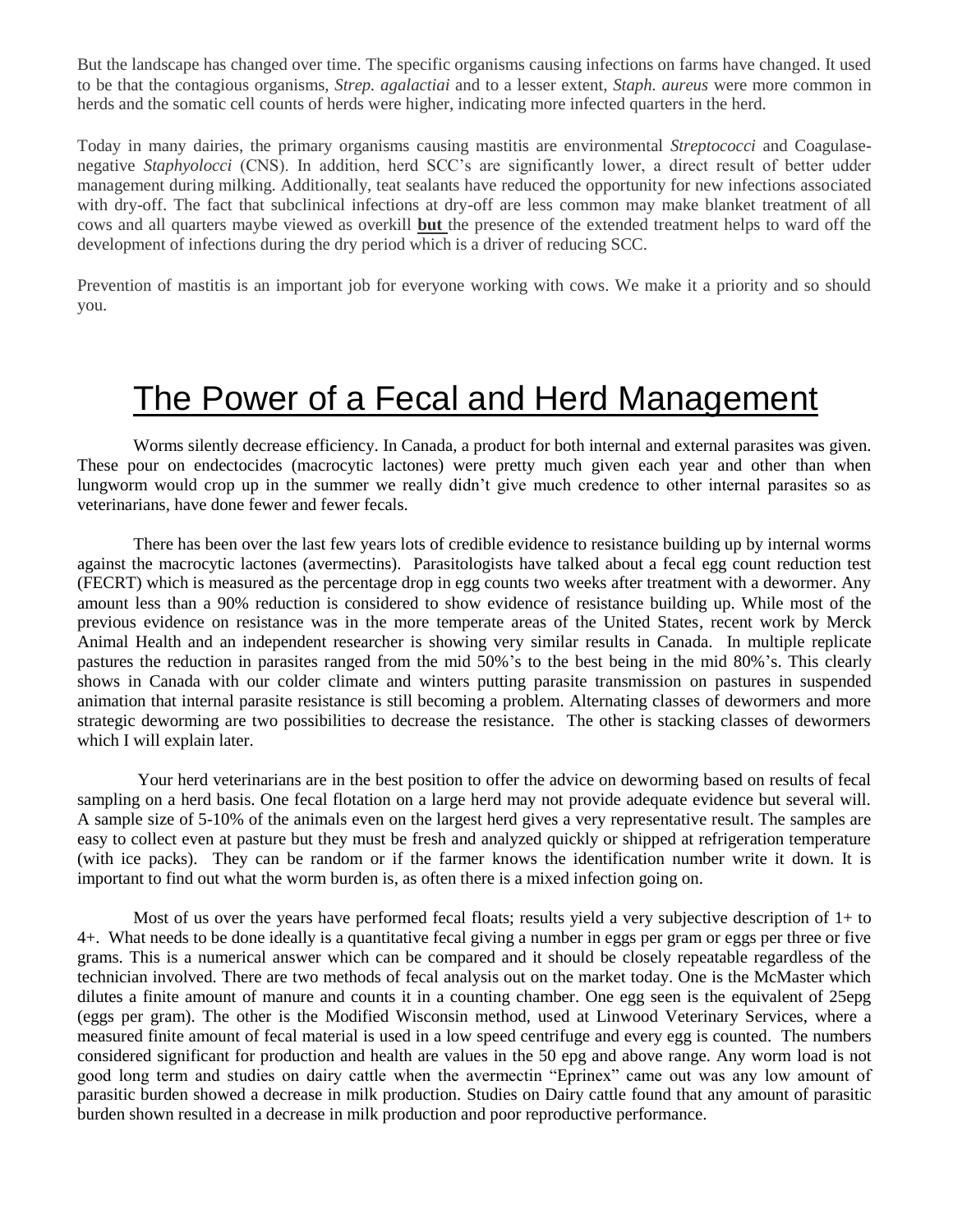But the landscape has changed over time. The specific organisms causing infections on farms have changed. It used to be that the contagious organisms, *Strep. agalactiai* and to a lesser extent, *Staph. aureus* were more common in herds and the somatic cell counts of herds were higher, indicating more infected quarters in the herd.

Today in many dairies, the primary organisms causing mastitis are environmental *Streptococci* and Coagulase-negative *Staphyolocci* (CNS). In addition, herd SCC's are significantly lower, a direct result of better udder management during milking. Additionally, teat sealants have reduced the opportunity for new infections associated with dry-off. The fact that subclinical infections at dry-off are less common may make blanket treatment of all cows and all quarters maybe viewed as overkill **but** the presence of the extended treatment helps to ward off the development of infections during the dry period which is a driver of reducing SCC.

Prevention of mastitis is an important job for everyone working with cows. We make it a priority and so should you.

# The Power of a Fecal and Herd Management

Worms silently decrease efficiency. In Canada, a product for both internal and external parasites was given. These pour on endectocides (macrocytic lactones) were pretty much given each year and other than when lungworm would crop up in the summer we really didn't give much credence to other internal parasites so as veterinarians, have done fewer and fewer fecals.

There has been over the last few years lots of credible evidence to resistance building up by internal worms against the macrocytic lactones (avermectins). Parasitologists have talked about a fecal egg count reduction test (FECRT) which is measured as the percentage drop in egg counts two weeks after treatment with a dewormer. Any amount less than a 90% reduction is considered to show evidence of resistance building up. While most of the previous evidence on resistance was in the more temperate areas of the United States, recent work by Merck Animal Health and an independent researcher is showing very similar results in Canada. In multiple replicate pastures the reduction in parasites ranged from the mid 50%'s to the best being in the mid 80%'s. This clearly shows in Canada with our colder climate and winters putting parasite transmission on pastures in suspended animation that internal parasite resistance is still becoming a problem. Alternating classes of dewormers and more strategic deworming are two possibilities to decrease the resistance. The other is stacking classes of dewormers which I will explain later.

Your herd veterinarians are in the best position to offer the advice on deworming based on results of fecal sampling on a herd basis. One fecal flotation on a large herd may not provide adequate evidence but several will. A sample size of 5-10% of the animals even on the largest herd gives a very representative result. The samples are easy to collect even at pasture but they must be fresh and analyzed quickly or shipped at refrigeration temperature (with ice packs). They can be random or if the farmer knows the identification number write it down. It is important to find out what the worm burden is, as often there is a mixed infection going on.

Most of us over the years have performed fecal floats; results yield a very subjective description of 1+ to 4+. What needs to be done ideally is a quantitative fecal giving a number in eggs per gram or eggs per three or five grams. This is a numerical answer which can be compared and it should be closely repeatable regardless of the technician involved. There are two methods of fecal analysis out on the market today. One is the McMaster which dilutes a finite amount of manure and counts it in a counting chamber. One egg seen is the equivalent of 25epg (eggs per gram). The other is the Modified Wisconsin method, used at Linwood Veterinary Services, where a measured finite amount of fecal material is used in a low speed centrifuge and every egg is counted. The numbers considered significant for production and health are values in the 50 epg and above range. Any worm load is not good long term and studies on dairy cattle when the avermectin "Eprinex" came out was any low amount of parasitic burden showed a decrease in milk production. Studies on Dairy cattle found that any amount of parasitic burden shown resulted in a decrease in milk production and poor reproductive performance.